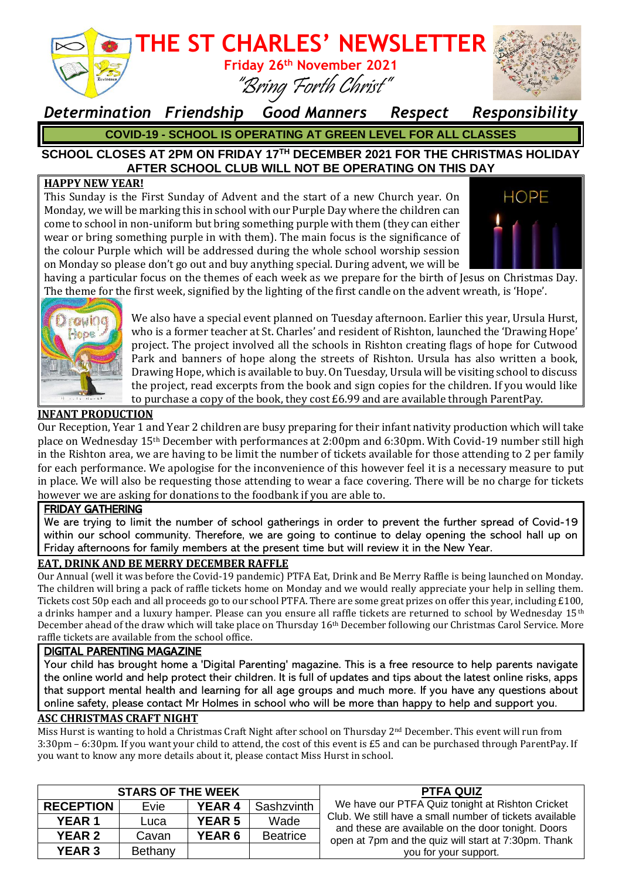# THE ST CHARLES' NEWSLETTER

**Friday 26th November 2021**

*"Bring Forth Christ"*

***Determination Friendship Good Manners Respect Responsibility***

**COVID-19 - SCHOOL IS OPERATING AT GREEN LEVEL FOR ALL CLASSES**

**SCHOOL CLOSES AT 2PM ON FRIDAY 17TH DECEMBER 2021 FOR THE CHRISTMAS HOLIDAY**
**AFTER SCHOOL CLUB WILL NOT BE OPERATING ON THIS DAY**

## HAPPY NEW YEAR!

This Sunday is the First Sunday of Advent and the start of a new Church year. On Monday, we will be marking this in school with our Purple Day where the children can come to school in non-uniform but bring something purple with them (they can either wear or bring something purple in with them). The main focus is the significance of the colour Purple which will be addressed during the whole school worship session on Monday so please don't go out and buy anything special. During advent, we will be having a particular focus on the themes of each week as we prepare for the birth of Jesus on Christmas Day. The theme for the first week, signified by the lighting of the first candle on the advent wreath, is 'Hope'.

We also have a special event planned on Tuesday afternoon. Earlier this year, Ursula Hurst, who is a former teacher at St. Charles' and resident of Rishton, launched the 'Drawing Hope' project. The project involved all the schools in Rishton creating flags of hope for Cutwood Park and banners of hope along the streets of Rishton. Ursula has also written a book, Drawing Hope, which is available to buy. On Tuesday, Ursula will be visiting school to discuss the project, read excerpts from the book and sign copies for the children. If you would like to purchase a copy of the book, they cost £6.99 and are available through ParentPay.

## INFANT PRODUCTION

Our Reception, Year 1 and Year 2 children are busy preparing for their infant nativity production which will take place on Wednesday 15th December with performances at 2:00pm and 6:30pm. With Covid-19 number still high in the Rishton area, we are having to be limit the number of tickets available for those attending to 2 per family for each performance. We apologise for the inconvenience of this however feel it is a necessary measure to put in place. We will also be requesting those attending to wear a face covering. There will be no charge for tickets however we are asking for donations to the foodbank if you are able to.

## FRIDAY GATHERING

We are trying to limit the number of school gatherings in order to prevent the further spread of Covid-19 within our school community. Therefore, we are going to continue to delay opening the school hall up on Friday afternoons for family members at the present time but will review it in the New Year.

## EAT, DRINK AND BE MERRY DECEMBER RAFFLE

Our Annual (well it was before the Covid-19 pandemic) PTFA Eat, Drink and Be Merry Raffle is being launched on Monday. The children will bring a pack of raffle tickets home on Monday and we would really appreciate your help in selling them. Tickets cost 50p each and all proceeds go to our school PTFA. There are some great prizes on offer this year, including £100, a drinks hamper and a luxury hamper. Please can you ensure all raffle tickets are returned to school by Wednesday 15th December ahead of the draw which will take place on Thursday 16th December following our Christmas Carol Service. More raffle tickets are available from the school office.

## DIGITAL PARENTING MAGAZINE

Your child has brought home a 'Digital Parenting' magazine. This is a free resource to help parents navigate the online world and help protect their children. It is full of updates and tips about the latest online risks, apps that support mental health and learning for all age groups and much more. If you have any questions about online safety, please contact Mr Holmes in school who will be more than happy to help and support you.

## ASC CHRISTMAS CRAFT NIGHT

Miss Hurst is wanting to hold a Christmas Craft Night after school on Thursday 2nd December. This event will run from 3:30pm – 6:30pm. If you want your child to attend, the cost of this event is £5 and can be purchased through ParentPay. If you want to know any more details about it, please contact Miss Hurst in school.

| STARS OF THE WEEK | | | |
|---|---|---|---|
| **RECEPTION** | Evie | **YEAR 4** | Sashzvinth |
| **YEAR 1** | Luca | **YEAR 5** | Wade |
| **YEAR 2** | Cavan | **YEAR 6** | Beatrice |
| **YEAR 3** | Bethany | | |

## PTFA QUIZ

We have our PTFA Quiz tonight at Rishton Cricket Club. We still have a small number of tickets available and these are available on the door tonight. Doors open at 7pm and the quiz will start at 7:30pm. Thank you for your support.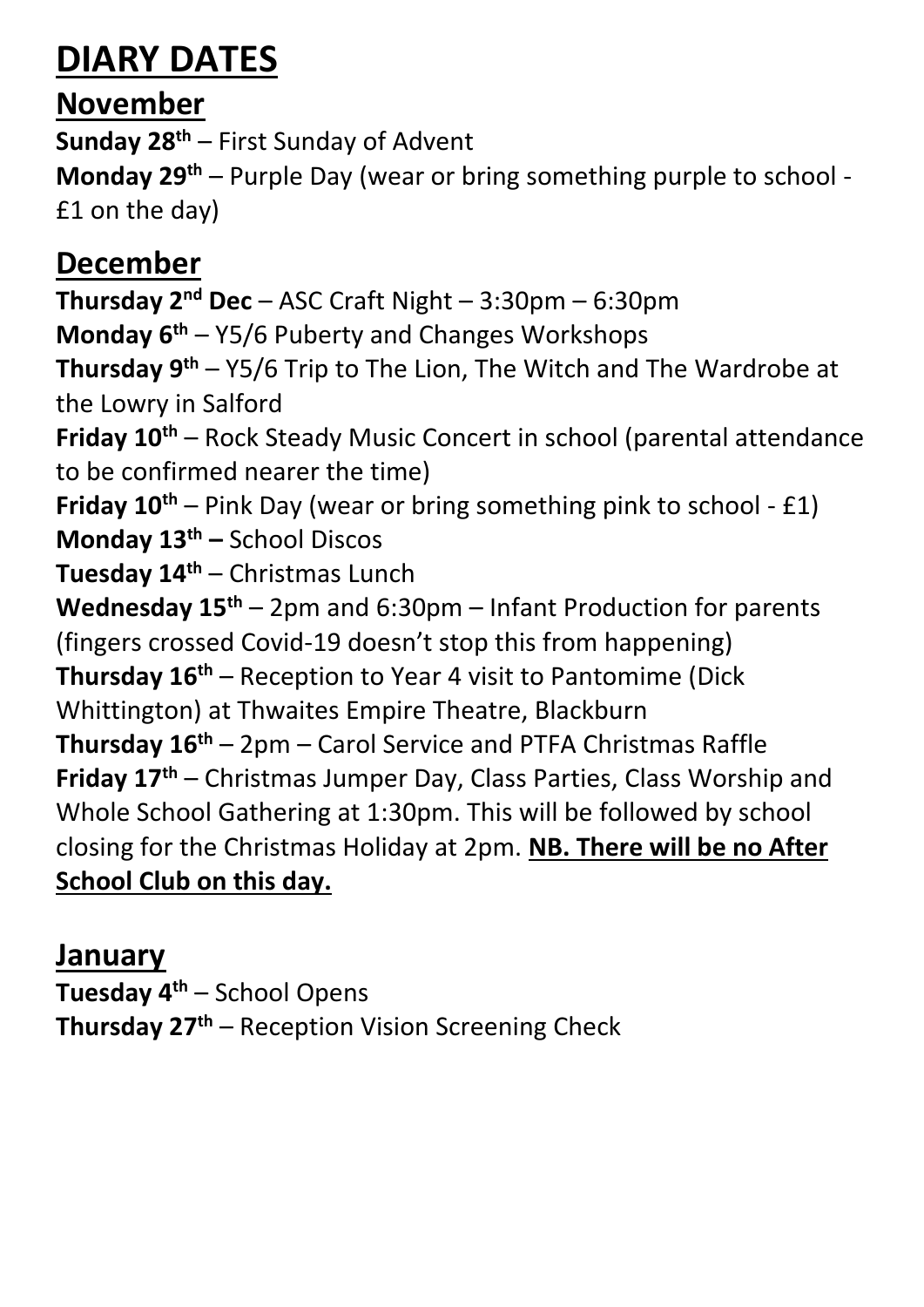# DIARY DATES

## November

**Sunday 28th** – First Sunday of Advent
**Monday 29th** – Purple Day (wear or bring something purple to school - £1 on the day)

## December

**Thursday 2nd Dec** – ASC Craft Night – 3:30pm – 6:30pm
**Monday 6th** – Y5/6 Puberty and Changes Workshops
**Thursday 9th** – Y5/6 Trip to The Lion, The Witch and The Wardrobe at the Lowry in Salford
**Friday 10th** – Rock Steady Music Concert in school (parental attendance to be confirmed nearer the time)
**Friday 10th** – Pink Day (wear or bring something pink to school - £1)
**Monday 13th –** School Discos
**Tuesday 14th** – Christmas Lunch
**Wednesday 15th** – 2pm and 6:30pm – Infant Production for parents (fingers crossed Covid-19 doesn't stop this from happening)
**Thursday 16th** – Reception to Year 4 visit to Pantomime (Dick Whittington) at Thwaites Empire Theatre, Blackburn
**Thursday 16th** – 2pm – Carol Service and PTFA Christmas Raffle
**Friday 17th** – Christmas Jumper Day, Class Parties, Class Worship and Whole School Gathering at 1:30pm. This will be followed by school closing for the Christmas Holiday at 2pm. **NB. There will be no After School Club on this day.**

## January

**Tuesday 4th** – School Opens
**Thursday 27th** – Reception Vision Screening Check